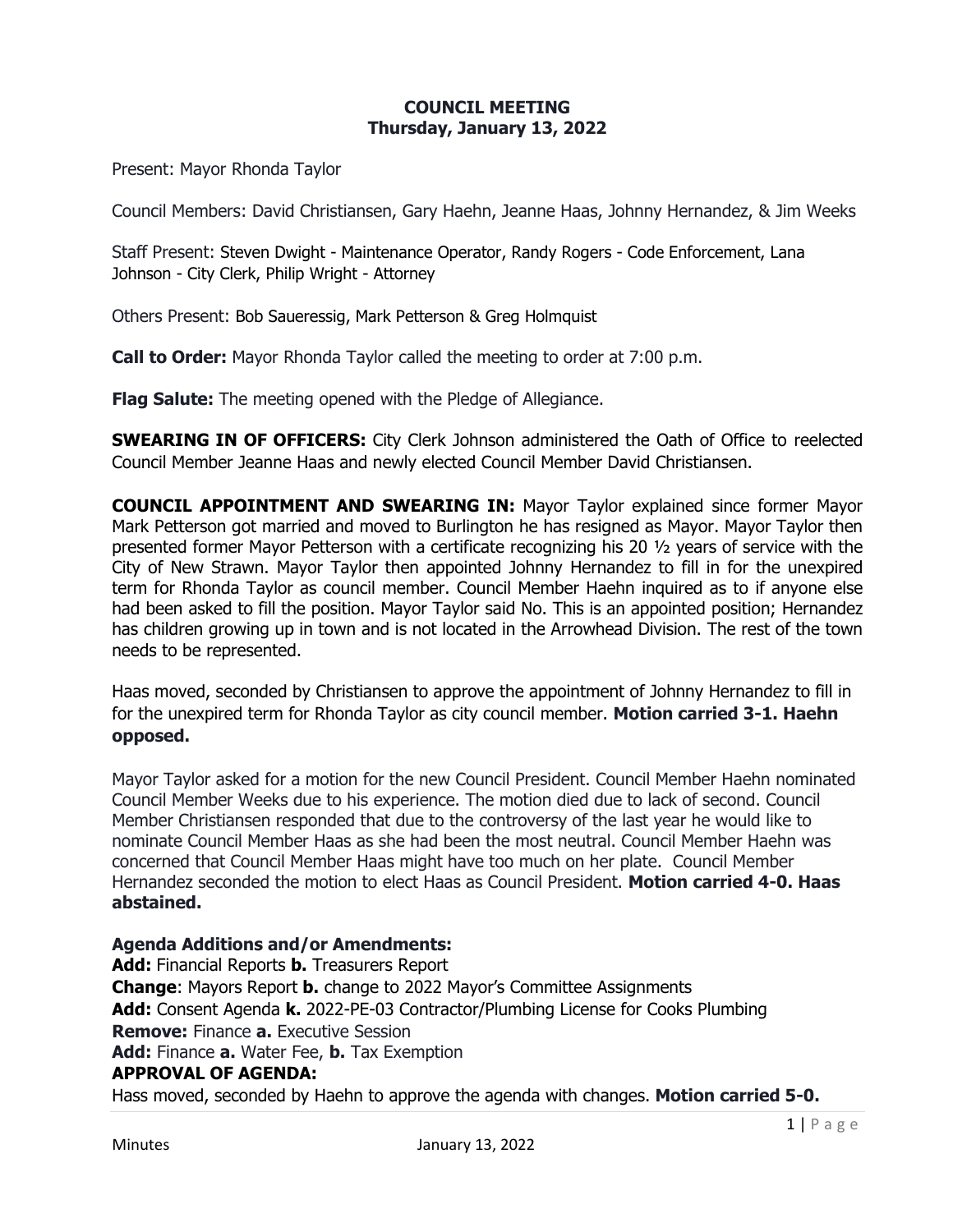# COUNCIL MEETING
## Thursday, January 13, 2022

Present: Mayor Rhonda Taylor

Council Members: David Christiansen, Gary Haehn, Jeanne Haas, Johnny Hernandez, & Jim Weeks

Staff Present: Steven Dwight - Maintenance Operator, Randy Rogers - Code Enforcement, Lana Johnson - City Clerk, Philip Wright - Attorney

Others Present: Bob Saueressig, Mark Petterson & Greg Holmquist

**Call to Order:** Mayor Rhonda Taylor called the meeting to order at 7:00 p.m.

**Flag Salute:** The meeting opened with the Pledge of Allegiance.

**SWEARING IN OF OFFICERS:** City Clerk Johnson administered the Oath of Office to reelected Council Member Jeanne Haas and newly elected Council Member David Christiansen.

**COUNCIL APPOINTMENT AND SWEARING IN:** Mayor Taylor explained since former Mayor Mark Petterson got married and moved to Burlington he has resigned as Mayor. Mayor Taylor then presented former Mayor Petterson with a certificate recognizing his 20 ½ years of service with the City of New Strawn. Mayor Taylor then appointed Johnny Hernandez to fill in for the unexpired term for Rhonda Taylor as council member. Council Member Haehn inquired as to if anyone else had been asked to fill the position. Mayor Taylor said No. This is an appointed position; Hernandez has children growing up in town and is not located in the Arrowhead Division. The rest of the town needs to be represented.

Haas moved, seconded by Christiansen to approve the appointment of Johnny Hernandez to fill in for the unexpired term for Rhonda Taylor as city council member. **Motion carried 3-1. Haehn opposed.**

Mayor Taylor asked for a motion for the new Council President. Council Member Haehn nominated Council Member Weeks due to his experience. The motion died due to lack of second. Council Member Christiansen responded that due to the controversy of the last year he would like to nominate Council Member Haas as she had been the most neutral. Council Member Haehn was concerned that Council Member Haas might have too much on her plate. Council Member Hernandez seconded the motion to elect Haas as Council President. **Motion carried 4-0. Haas abstained.**

**Agenda Additions and/or Amendments:**
**Add:** Financial Reports **b.** Treasurers Report
**Change**: Mayors Report **b.** change to 2022 Mayor's Committee Assignments
**Add:** Consent Agenda **k.** 2022-PE-03 Contractor/Plumbing License for Cooks Plumbing
**Remove:** Finance **a.** Executive Session
**Add:** Finance **a.** Water Fee, **b.** Tax Exemption

**APPROVAL OF AGENDA:**
Hass moved, seconded by Haehn to approve the agenda with changes. **Motion carried 5-0.**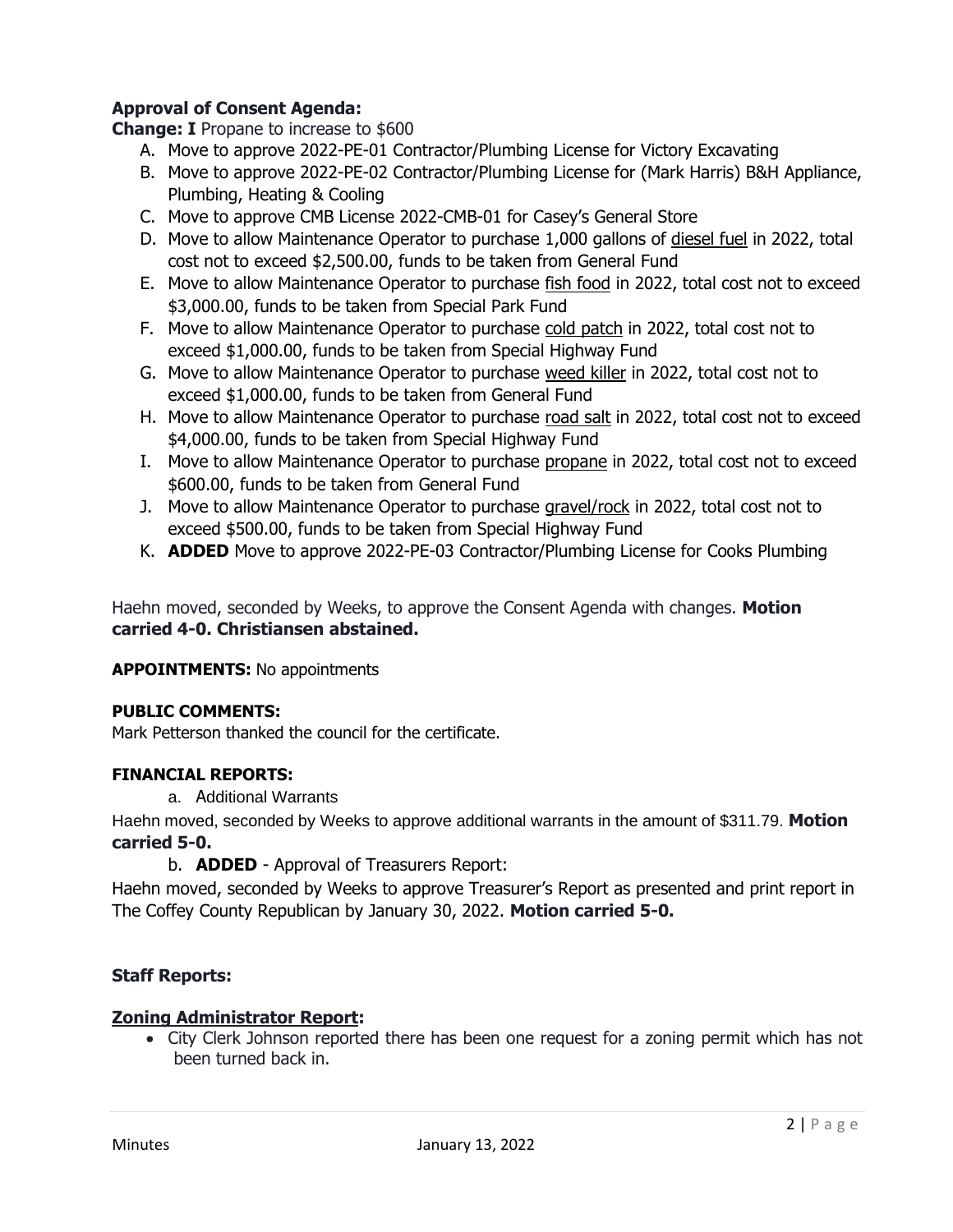**Approval of Consent Agenda:**

**Change: I** Propane to increase to $600

A. Move to approve 2022-PE-01 Contractor/Plumbing License for Victory Excavating
B. Move to approve 2022-PE-02 Contractor/Plumbing License for (Mark Harris) B&H Appliance, Plumbing, Heating & Cooling
C. Move to approve CMB License 2022-CMB-01 for Casey's General Store
D. Move to allow Maintenance Operator to purchase 1,000 gallons of diesel fuel in 2022, total cost not to exceed $2,500.00, funds to be taken from General Fund
E. Move to allow Maintenance Operator to purchase fish food in 2022, total cost not to exceed $3,000.00, funds to be taken from Special Park Fund
F. Move to allow Maintenance Operator to purchase cold patch in 2022, total cost not to exceed $1,000.00, funds to be taken from Special Highway Fund
G. Move to allow Maintenance Operator to purchase weed killer in 2022, total cost not to exceed $1,000.00, funds to be taken from General Fund
H. Move to allow Maintenance Operator to purchase road salt in 2022, total cost not to exceed $4,000.00, funds to be taken from Special Highway Fund
I. Move to allow Maintenance Operator to purchase propane in 2022, total cost not to exceed $600.00, funds to be taken from General Fund
J. Move to allow Maintenance Operator to purchase gravel/rock in 2022, total cost not to exceed $500.00, funds to be taken from Special Highway Fund
K. **ADDED** Move to approve 2022-PE-03 Contractor/Plumbing License for Cooks Plumbing

Haehn moved, seconded by Weeks, to approve the Consent Agenda with changes. **Motion carried 4-0. Christiansen abstained.**

**APPOINTMENTS:** No appointments

**PUBLIC COMMENTS:**
Mark Petterson thanked the council for the certificate.

**FINANCIAL REPORTS:**

a. Additional Warrants

Haehn moved, seconded by Weeks to approve additional warrants in the amount of $311.79. **Motion carried 5-0.**

b. **ADDED** - Approval of Treasurers Report:

Haehn moved, seconded by Weeks to approve Treasurer's Report as presented and print report in The Coffey County Republican by January 30, 2022. **Motion carried 5-0.**

**Staff Reports:**

**Zoning Administrator Report:**

- City Clerk Johnson reported there has been one request for a zoning permit which has not been turned back in.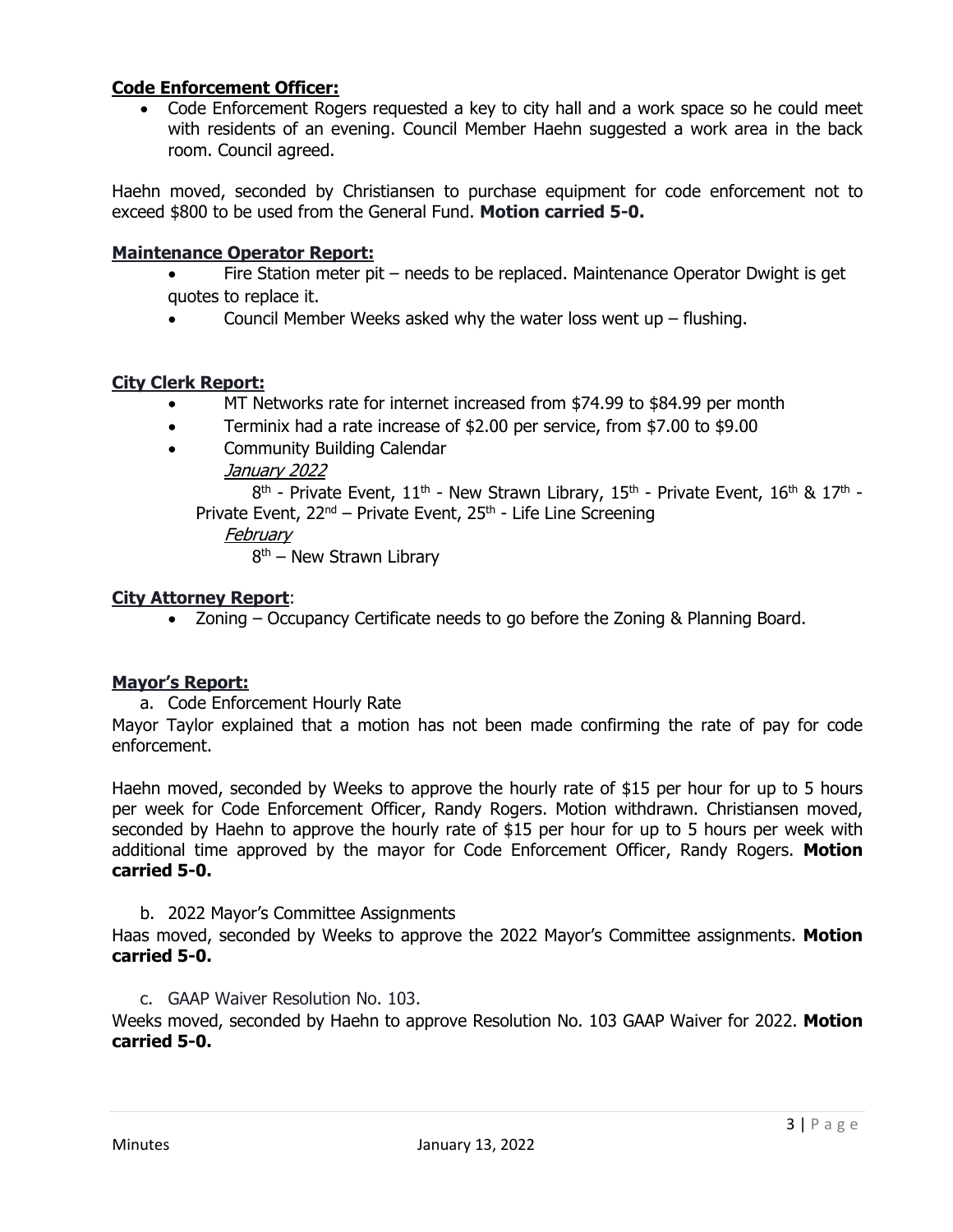**Code Enforcement Officer:**

- Code Enforcement Rogers requested a key to city hall and a work space so he could meet with residents of an evening. Council Member Haehn suggested a work area in the back room. Council agreed.

Haehn moved, seconded by Christiansen to purchase equipment for code enforcement not to exceed $800 to be used from the General Fund. **Motion carried 5-0.**

**Maintenance Operator Report:**

- Fire Station meter pit – needs to be replaced. Maintenance Operator Dwight is get quotes to replace it.
- Council Member Weeks asked why the water loss went up – flushing.

**City Clerk Report:**

- MT Networks rate for internet increased from $74.99 to $84.99 per month
- Terminix had a rate increase of $2.00 per service, from $7.00 to $9.00
- Community Building Calendar

  *January 2022*

  8th - Private Event, 11th - New Strawn Library, 15th - Private Event, 16th & 17th - Private Event, 22nd – Private Event, 25th - Life Line Screening

  *February*

  8th – New Strawn Library

**City Attorney Report**:

- Zoning – Occupancy Certificate needs to go before the Zoning & Planning Board.

**Mayor's Report:**

a. Code Enforcement Hourly Rate

Mayor Taylor explained that a motion has not been made confirming the rate of pay for code enforcement.

Haehn moved, seconded by Weeks to approve the hourly rate of $15 per hour for up to 5 hours per week for Code Enforcement Officer, Randy Rogers. Motion withdrawn. Christiansen moved, seconded by Haehn to approve the hourly rate of $15 per hour for up to 5 hours per week with additional time approved by the mayor for Code Enforcement Officer, Randy Rogers. **Motion carried 5-0.**

b. 2022 Mayor's Committee Assignments

Haas moved, seconded by Weeks to approve the 2022 Mayor's Committee assignments. **Motion carried 5-0.**

c. GAAP Waiver Resolution No. 103.

Weeks moved, seconded by Haehn to approve Resolution No. 103 GAAP Waiver for 2022. **Motion carried 5-0.**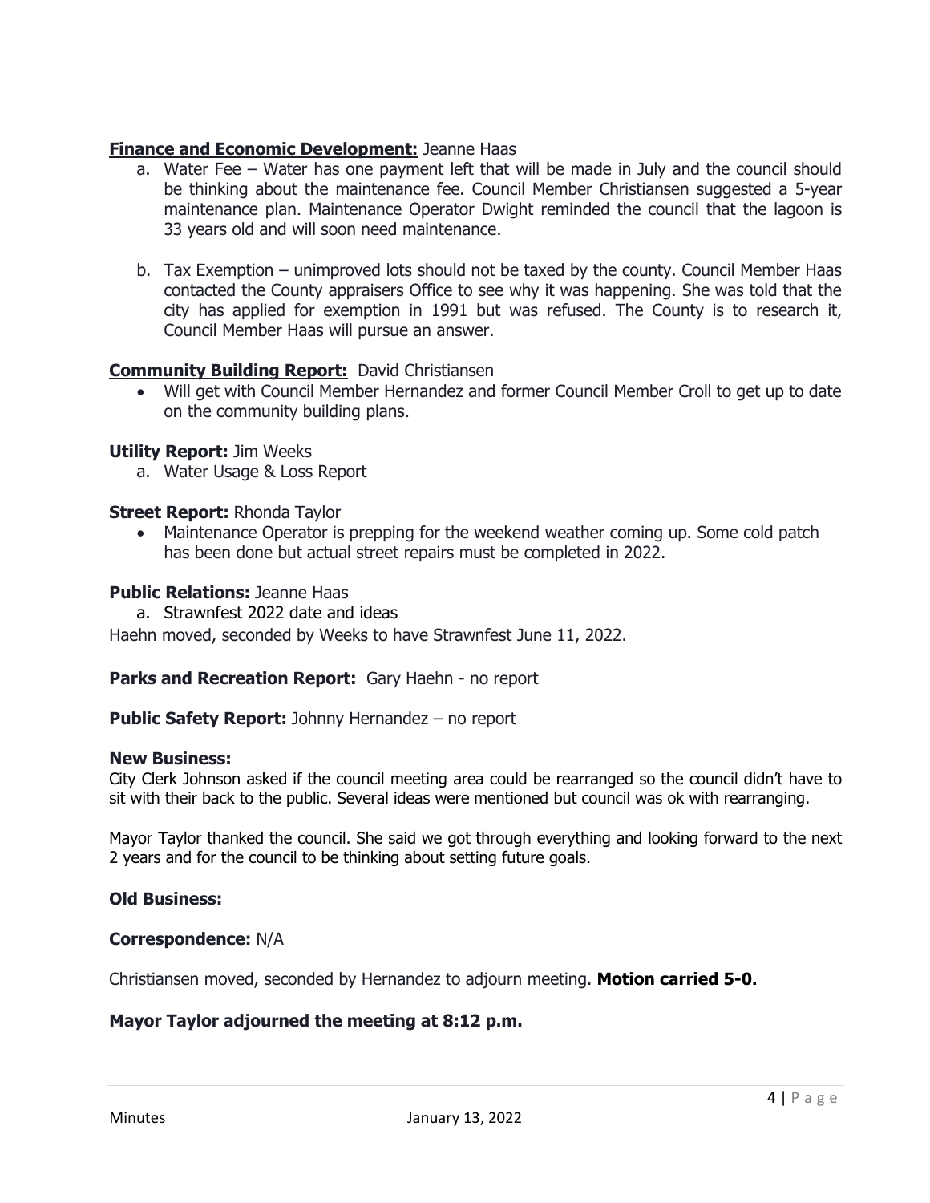**<u>Finance and Economic Development:</u>** Jeanne Haas

a. Water Fee – Water has one payment left that will be made in July and the council should be thinking about the maintenance fee. Council Member Christiansen suggested a 5-year maintenance plan. Maintenance Operator Dwight reminded the council that the lagoon is 33 years old and will soon need maintenance.

b. Tax Exemption – unimproved lots should not be taxed by the county. Council Member Haas contacted the County appraisers Office to see why it was happening. She was told that the city has applied for exemption in 1991 but was refused. The County is to research it, Council Member Haas will pursue an answer.

**<u>Community Building Report:</u>** David Christiansen

- Will get with Council Member Hernandez and former Council Member Croll to get up to date on the community building plans.

**Utility Report:** Jim Weeks

a. <u>Water Usage & Loss Report</u>

**Street Report:** Rhonda Taylor

- Maintenance Operator is prepping for the weekend weather coming up. Some cold patch has been done but actual street repairs must be completed in 2022.

**Public Relations:** Jeanne Haas

a. Strawnfest 2022 date and ideas

Haehn moved, seconded by Weeks to have Strawnfest June 11, 2022.

**Parks and Recreation Report:** Gary Haehn - no report

**Public Safety Report:** Johnny Hernandez – no report

**New Business:**

City Clerk Johnson asked if the council meeting area could be rearranged so the council didn't have to sit with their back to the public. Several ideas were mentioned but council was ok with rearranging.

Mayor Taylor thanked the council. She said we got through everything and looking forward to the next 2 years and for the council to be thinking about setting future goals.

**Old Business:**

**Correspondence:** N/A

Christiansen moved, seconded by Hernandez to adjourn meeting. **Motion carried 5-0.**

**Mayor Taylor adjourned the meeting at 8:12 p.m.**